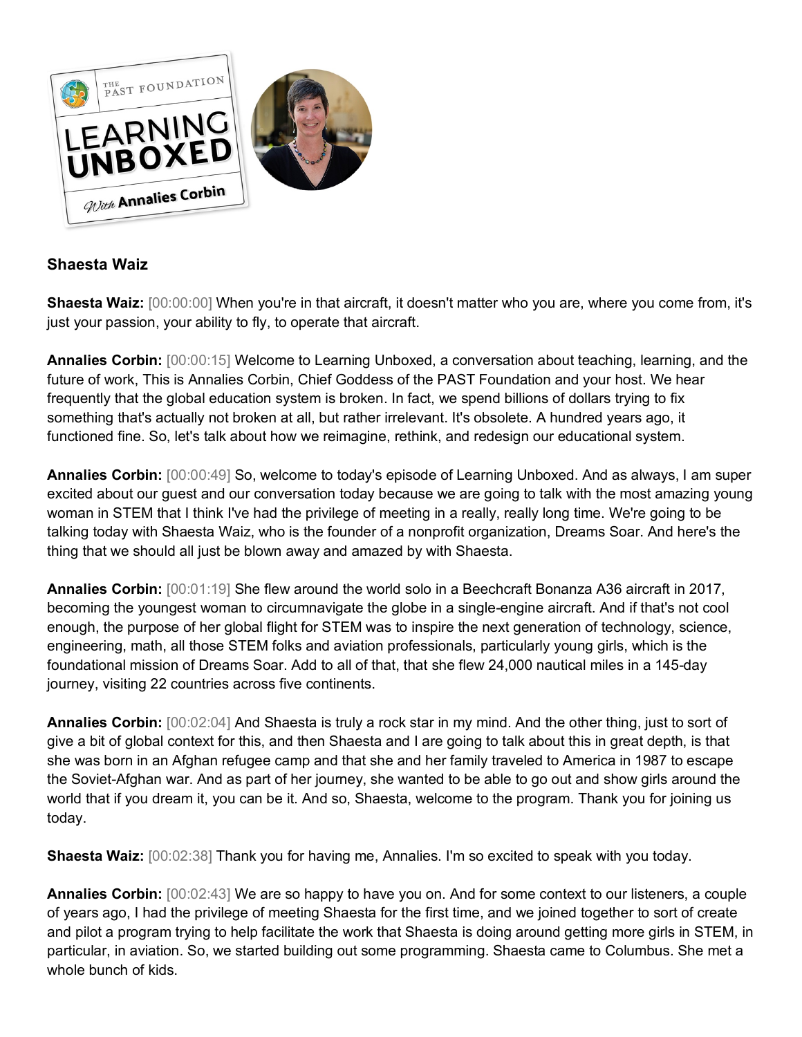**Shaesta Waiz**

**Shaesta Waiz:** [00:00:00] When you're in that aircraft, it doesn't matter who you are, where you come from, it's just your passion, your ability to fly, to operate that aircraft.

**Annalies Corbin:** [00:00:15] Welcome to Learning Unboxed, a conversation about teaching, learning, and the future of work, This is Annalies Corbin, Chief Goddess of the PAST Foundation and your host. We hear frequently that the global education system is broken. In fact, we spend billions of dollars trying to fix something that's actually not broken at all, but rather irrelevant. It's obsolete. A hundred years ago, it functioned fine. So, let's talk about how we reimagine, rethink, and redesign our educational system.

**Annalies Corbin:** [00:00:49] So, welcome to today's episode of Learning Unboxed. And as always, I am super excited about our guest and our conversation today because we are going to talk with the most amazing young woman in STEM that I think I've had the privilege of meeting in a really, really long time. We're going to be talking today with Shaesta Waiz, who is the founder of a nonprofit organization, Dreams Soar. And here's the thing that we should all just be blown away and amazed by with Shaesta.

**Annalies Corbin:** [00:01:19] She flew around the world solo in a Beechcraft Bonanza A36 aircraft in 2017, becoming the youngest woman to circumnavigate the globe in a single-engine aircraft. And if that's not cool enough, the purpose of her global flight for STEM was to inspire the next generation of technology, science, engineering, math, all those STEM folks and aviation professionals, particularly young girls, which is the foundational mission of Dreams Soar. Add to all of that, that she flew 24,000 nautical miles in a 145-day journey, visiting 22 countries across five continents.

**Annalies Corbin:** [00:02:04] And Shaesta is truly a rock star in my mind. And the other thing, just to sort of give a bit of global context for this, and then Shaesta and I are going to talk about this in great depth, is that she was born in an Afghan refugee camp and that she and her family traveled to America in 1987 to escape the Soviet-Afghan war. And as part of her journey, she wanted to be able to go out and show girls around the world that if you dream it, you can be it. And so, Shaesta, welcome to the program. Thank you for joining us today.

**Shaesta Waiz:** [00:02:38] Thank you for having me, Annalies. I'm so excited to speak with you today.

**Annalies Corbin:** [00:02:43] We are so happy to have you on. And for some context to our listeners, a couple of years ago, I had the privilege of meeting Shaesta for the first time, and we joined together to sort of create and pilot a program trying to help facilitate the work that Shaesta is doing around getting more girls in STEM, in particular, in aviation. So, we started building out some programming. Shaesta came to Columbus. She met a whole bunch of kids.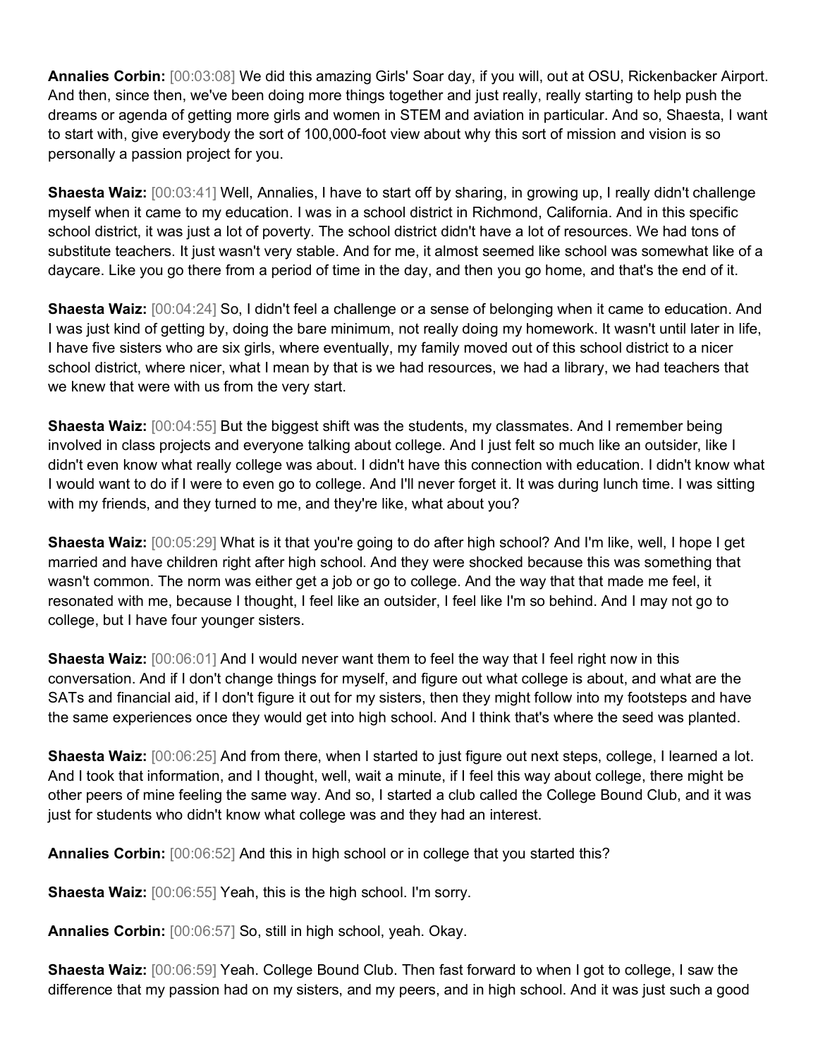**Annalies Corbin:** [00:03:08] We did this amazing Girls' Soar day, if you will, out at OSU, Rickenbacker Airport. And then, since then, we've been doing more things together and just really, really starting to help push the dreams or agenda of getting more girls and women in STEM and aviation in particular. And so, Shaesta, I want to start with, give everybody the sort of 100,000-foot view about why this sort of mission and vision is so personally a passion project for you.

**Shaesta Waiz:** [00:03:41] Well, Annalies, I have to start off by sharing, in growing up, I really didn't challenge myself when it came to my education. I was in a school district in Richmond, California. And in this specific school district, it was just a lot of poverty. The school district didn't have a lot of resources. We had tons of substitute teachers. It just wasn't very stable. And for me, it almost seemed like school was somewhat like of a daycare. Like you go there from a period of time in the day, and then you go home, and that's the end of it.

**Shaesta Waiz:** [00:04:24] So, I didn't feel a challenge or a sense of belonging when it came to education. And I was just kind of getting by, doing the bare minimum, not really doing my homework. It wasn't until later in life, I have five sisters who are six girls, where eventually, my family moved out of this school district to a nicer school district, where nicer, what I mean by that is we had resources, we had a library, we had teachers that we knew that were with us from the very start.

**Shaesta Waiz:** [00:04:55] But the biggest shift was the students, my classmates. And I remember being involved in class projects and everyone talking about college. And I just felt so much like an outsider, like I didn't even know what really college was about. I didn't have this connection with education. I didn't know what I would want to do if I were to even go to college. And I'll never forget it. It was during lunch time. I was sitting with my friends, and they turned to me, and they're like, what about you?

**Shaesta Waiz:** [00:05:29] What is it that you're going to do after high school? And I'm like, well, I hope I get married and have children right after high school. And they were shocked because this was something that wasn't common. The norm was either get a job or go to college. And the way that that made me feel, it resonated with me, because I thought, I feel like an outsider, I feel like I'm so behind. And I may not go to college, but I have four younger sisters.

**Shaesta Waiz:** [00:06:01] And I would never want them to feel the way that I feel right now in this conversation. And if I don't change things for myself, and figure out what college is about, and what are the SATs and financial aid, if I don't figure it out for my sisters, then they might follow into my footsteps and have the same experiences once they would get into high school. And I think that's where the seed was planted.

**Shaesta Waiz:** [00:06:25] And from there, when I started to just figure out next steps, college, I learned a lot. And I took that information, and I thought, well, wait a minute, if I feel this way about college, there might be other peers of mine feeling the same way. And so, I started a club called the College Bound Club, and it was just for students who didn't know what college was and they had an interest.

**Annalies Corbin:** [00:06:52] And this in high school or in college that you started this?

**Shaesta Waiz:** [00:06:55] Yeah, this is the high school. I'm sorry.

**Annalies Corbin:** [00:06:57] So, still in high school, yeah. Okay.

**Shaesta Waiz:** [00:06:59] Yeah. College Bound Club. Then fast forward to when I got to college, I saw the difference that my passion had on my sisters, and my peers, and in high school. And it was just such a good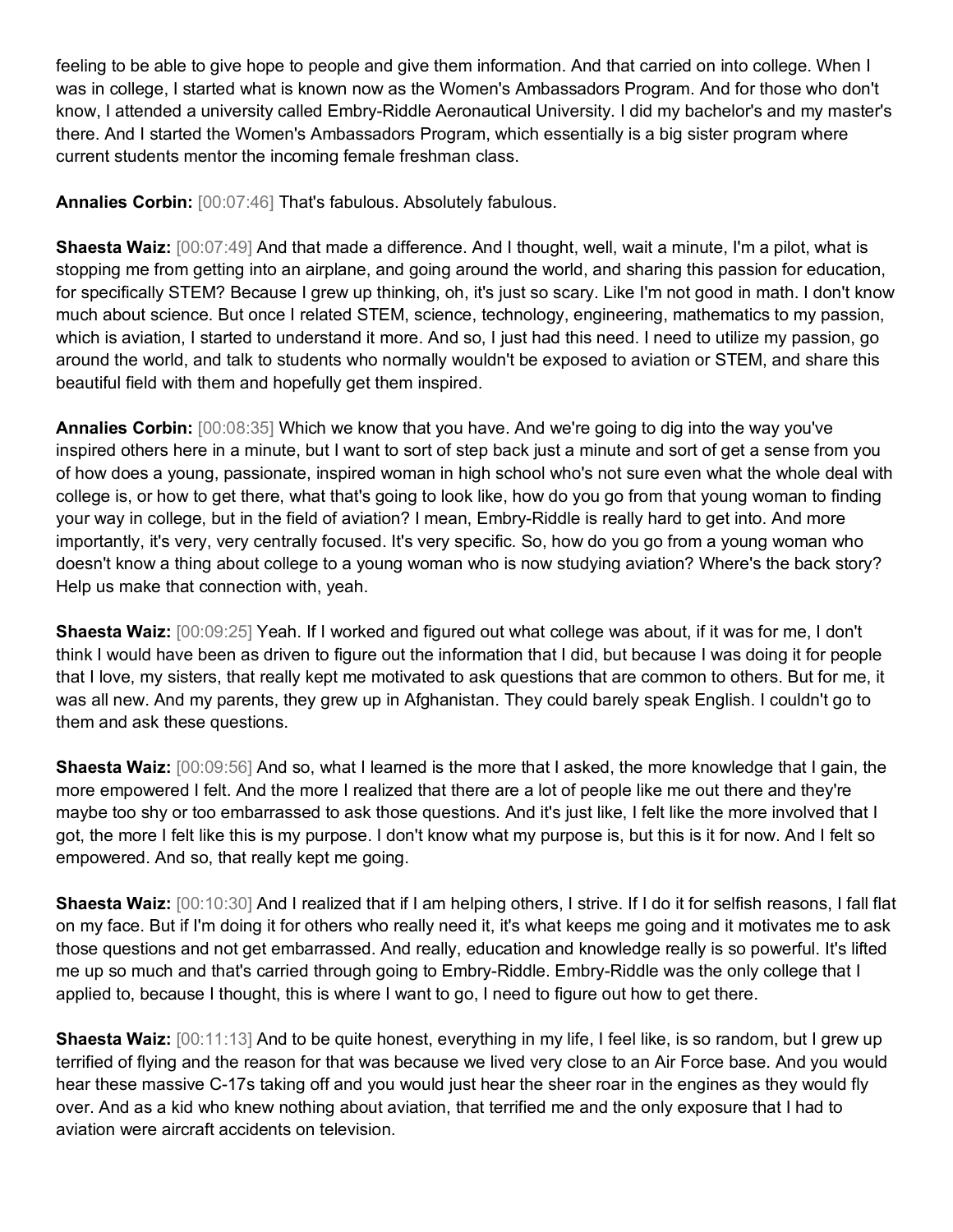feeling to be able to give hope to people and give them information. And that carried on into college. When I was in college, I started what is known now as the Women's Ambassadors Program. And for those who don't know, I attended a university called Embry-Riddle Aeronautical University. I did my bachelor's and my master's there. And I started the Women's Ambassadors Program, which essentially is a big sister program where current students mentor the incoming female freshman class.

**Annalies Corbin:** [00:07:46] That's fabulous. Absolutely fabulous.

**Shaesta Waiz:** [00:07:49] And that made a difference. And I thought, well, wait a minute, I'm a pilot, what is stopping me from getting into an airplane, and going around the world, and sharing this passion for education, for specifically STEM? Because I grew up thinking, oh, it's just so scary. Like I'm not good in math. I don't know much about science. But once I related STEM, science, technology, engineering, mathematics to my passion, which is aviation, I started to understand it more. And so, I just had this need. I need to utilize my passion, go around the world, and talk to students who normally wouldn't be exposed to aviation or STEM, and share this beautiful field with them and hopefully get them inspired.

**Annalies Corbin:** [00:08:35] Which we know that you have. And we're going to dig into the way you've inspired others here in a minute, but I want to sort of step back just a minute and sort of get a sense from you of how does a young, passionate, inspired woman in high school who's not sure even what the whole deal with college is, or how to get there, what that's going to look like, how do you go from that young woman to finding your way in college, but in the field of aviation? I mean, Embry-Riddle is really hard to get into. And more importantly, it's very, very centrally focused. It's very specific. So, how do you go from a young woman who doesn't know a thing about college to a young woman who is now studying aviation? Where's the back story? Help us make that connection with, yeah.

**Shaesta Waiz:** [00:09:25] Yeah. If I worked and figured out what college was about, if it was for me, I don't think I would have been as driven to figure out the information that I did, but because I was doing it for people that I love, my sisters, that really kept me motivated to ask questions that are common to others. But for me, it was all new. And my parents, they grew up in Afghanistan. They could barely speak English. I couldn't go to them and ask these questions.

**Shaesta Waiz:** [00:09:56] And so, what I learned is the more that I asked, the more knowledge that I gain, the more empowered I felt. And the more I realized that there are a lot of people like me out there and they're maybe too shy or too embarrassed to ask those questions. And it's just like, I felt like the more involved that I got, the more I felt like this is my purpose. I don't know what my purpose is, but this is it for now. And I felt so empowered. And so, that really kept me going.

**Shaesta Waiz:** [00:10:30] And I realized that if I am helping others, I strive. If I do it for selfish reasons, I fall flat on my face. But if I'm doing it for others who really need it, it's what keeps me going and it motivates me to ask those questions and not get embarrassed. And really, education and knowledge really is so powerful. It's lifted me up so much and that's carried through going to Embry-Riddle. Embry-Riddle was the only college that I applied to, because I thought, this is where I want to go, I need to figure out how to get there.

**Shaesta Waiz:** [00:11:13] And to be quite honest, everything in my life, I feel like, is so random, but I grew up terrified of flying and the reason for that was because we lived very close to an Air Force base. And you would hear these massive C-17s taking off and you would just hear the sheer roar in the engines as they would fly over. And as a kid who knew nothing about aviation, that terrified me and the only exposure that I had to aviation were aircraft accidents on television.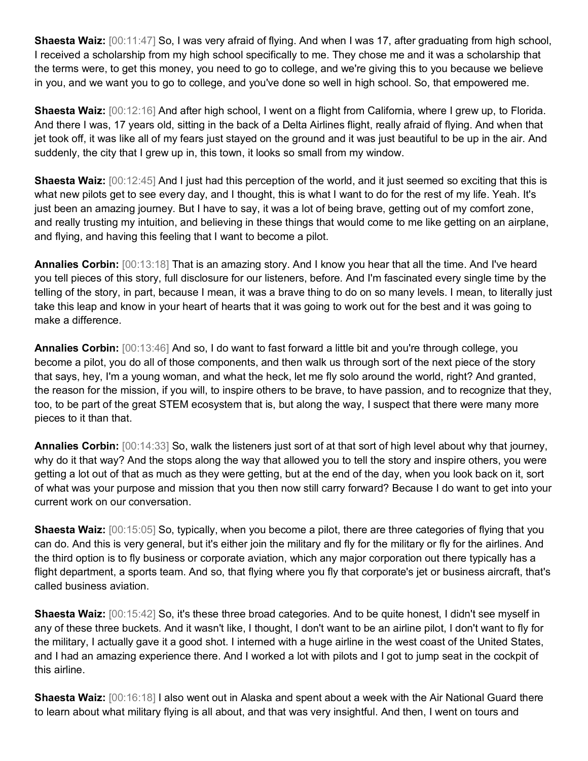**Shaesta Waiz:** [00:11:47] So, I was very afraid of flying. And when I was 17, after graduating from high school, I received a scholarship from my high school specifically to me. They chose me and it was a scholarship that the terms were, to get this money, you need to go to college, and we're giving this to you because we believe in you, and we want you to go to college, and you've done so well in high school. So, that empowered me.

**Shaesta Waiz:** [00:12:16] And after high school, I went on a flight from California, where I grew up, to Florida. And there I was, 17 years old, sitting in the back of a Delta Airlines flight, really afraid of flying. And when that jet took off, it was like all of my fears just stayed on the ground and it was just beautiful to be up in the air. And suddenly, the city that I grew up in, this town, it looks so small from my window.

**Shaesta Waiz:** [00:12:45] And I just had this perception of the world, and it just seemed so exciting that this is what new pilots get to see every day, and I thought, this is what I want to do for the rest of my life. Yeah. It's just been an amazing journey. But I have to say, it was a lot of being brave, getting out of my comfort zone, and really trusting my intuition, and believing in these things that would come to me like getting on an airplane, and flying, and having this feeling that I want to become a pilot.

**Annalies Corbin:** [00:13:18] That is an amazing story. And I know you hear that all the time. And I've heard you tell pieces of this story, full disclosure for our listeners, before. And I'm fascinated every single time by the telling of the story, in part, because I mean, it was a brave thing to do on so many levels. I mean, to literally just take this leap and know in your heart of hearts that it was going to work out for the best and it was going to make a difference.

**Annalies Corbin:** [00:13:46] And so, I do want to fast forward a little bit and you're through college, you become a pilot, you do all of those components, and then walk us through sort of the next piece of the story that says, hey, I'm a young woman, and what the heck, let me fly solo around the world, right? And granted, the reason for the mission, if you will, to inspire others to be brave, to have passion, and to recognize that they, too, to be part of the great STEM ecosystem that is, but along the way, I suspect that there were many more pieces to it than that.

**Annalies Corbin:** [00:14:33] So, walk the listeners just sort of at that sort of high level about why that journey, why do it that way? And the stops along the way that allowed you to tell the story and inspire others, you were getting a lot out of that as much as they were getting, but at the end of the day, when you look back on it, sort of what was your purpose and mission that you then now still carry forward? Because I do want to get into your current work on our conversation.

**Shaesta Waiz:** [00:15:05] So, typically, when you become a pilot, there are three categories of flying that you can do. And this is very general, but it's either join the military and fly for the military or fly for the airlines. And the third option is to fly business or corporate aviation, which any major corporation out there typically has a flight department, a sports team. And so, that flying where you fly that corporate's jet or business aircraft, that's called business aviation.

**Shaesta Waiz:** [00:15:42] So, it's these three broad categories. And to be quite honest, I didn't see myself in any of these three buckets. And it wasn't like, I thought, I don't want to be an airline pilot, I don't want to fly for the military, I actually gave it a good shot. I interned with a huge airline in the west coast of the United States, and I had an amazing experience there. And I worked a lot with pilots and I got to jump seat in the cockpit of this airline.

**Shaesta Waiz:** [00:16:18] I also went out in Alaska and spent about a week with the Air National Guard there to learn about what military flying is all about, and that was very insightful. And then, I went on tours and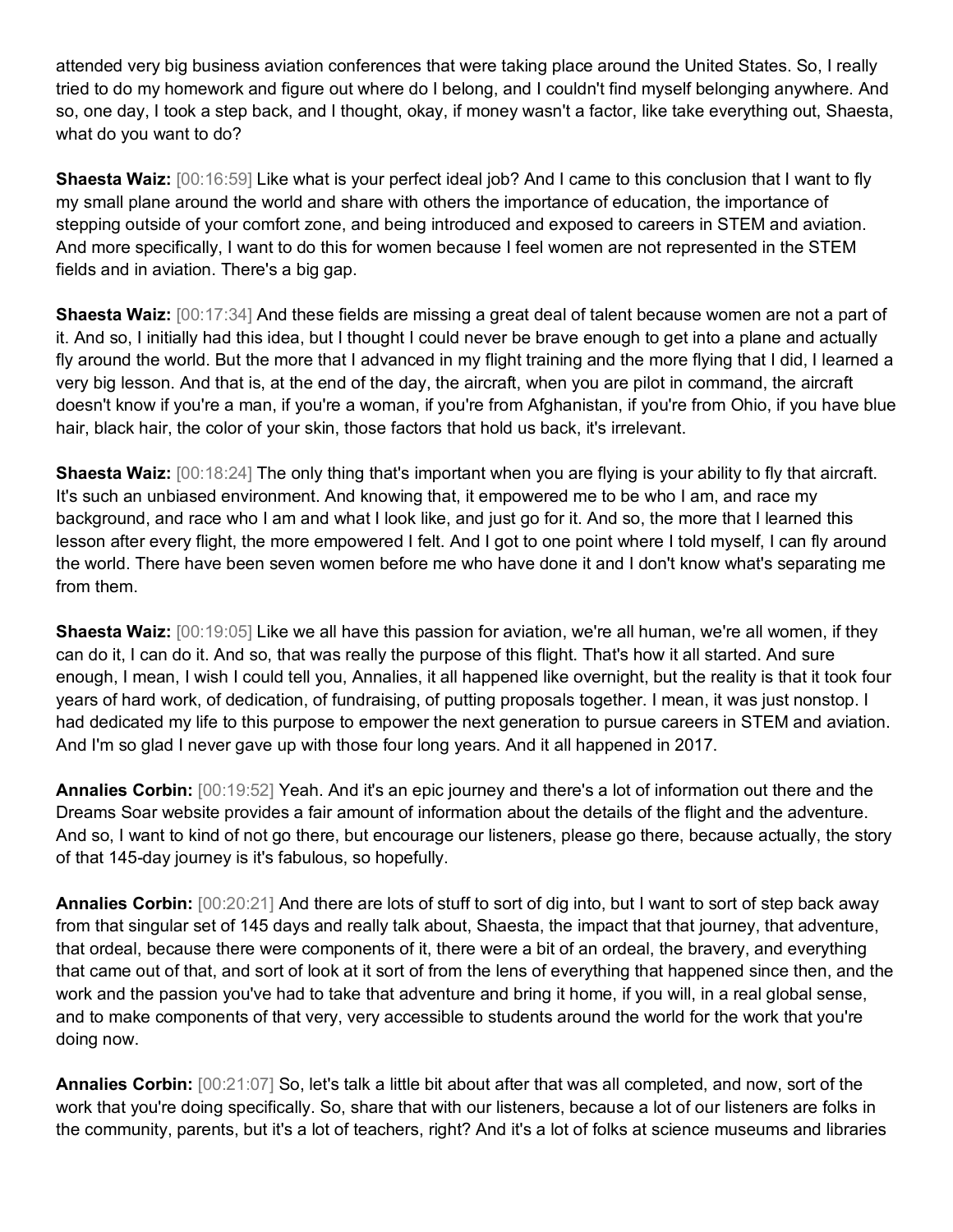attended very big business aviation conferences that were taking place around the United States. So, I really tried to do my homework and figure out where do I belong, and I couldn't find myself belonging anywhere. And so, one day, I took a step back, and I thought, okay, if money wasn't a factor, like take everything out, Shaesta, what do you want to do?

**Shaesta Waiz:** [00:16:59] Like what is your perfect ideal job? And I came to this conclusion that I want to fly my small plane around the world and share with others the importance of education, the importance of stepping outside of your comfort zone, and being introduced and exposed to careers in STEM and aviation. And more specifically, I want to do this for women because I feel women are not represented in the STEM fields and in aviation. There's a big gap.

**Shaesta Waiz:** [00:17:34] And these fields are missing a great deal of talent because women are not a part of it. And so, I initially had this idea, but I thought I could never be brave enough to get into a plane and actually fly around the world. But the more that I advanced in my flight training and the more flying that I did, I learned a very big lesson. And that is, at the end of the day, the aircraft, when you are pilot in command, the aircraft doesn't know if you're a man, if you're a woman, if you're from Afghanistan, if you're from Ohio, if you have blue hair, black hair, the color of your skin, those factors that hold us back, it's irrelevant.

**Shaesta Waiz:** [00:18:24] The only thing that's important when you are flying is your ability to fly that aircraft. It's such an unbiased environment. And knowing that, it empowered me to be who I am, and race my background, and race who I am and what I look like, and just go for it. And so, the more that I learned this lesson after every flight, the more empowered I felt. And I got to one point where I told myself, I can fly around the world. There have been seven women before me who have done it and I don't know what's separating me from them.

**Shaesta Waiz:** [00:19:05] Like we all have this passion for aviation, we're all human, we're all women, if they can do it, I can do it. And so, that was really the purpose of this flight. That's how it all started. And sure enough, I mean, I wish I could tell you, Annalies, it all happened like overnight, but the reality is that it took four years of hard work, of dedication, of fundraising, of putting proposals together. I mean, it was just nonstop. I had dedicated my life to this purpose to empower the next generation to pursue careers in STEM and aviation. And I'm so glad I never gave up with those four long years. And it all happened in 2017.

**Annalies Corbin:** [00:19:52] Yeah. And it's an epic journey and there's a lot of information out there and the Dreams Soar website provides a fair amount of information about the details of the flight and the adventure. And so, I want to kind of not go there, but encourage our listeners, please go there, because actually, the story of that 145-day journey is it's fabulous, so hopefully.

**Annalies Corbin:** [00:20:21] And there are lots of stuff to sort of dig into, but I want to sort of step back away from that singular set of 145 days and really talk about, Shaesta, the impact that that journey, that adventure, that ordeal, because there were components of it, there were a bit of an ordeal, the bravery, and everything that came out of that, and sort of look at it sort of from the lens of everything that happened since then, and the work and the passion you've had to take that adventure and bring it home, if you will, in a real global sense, and to make components of that very, very accessible to students around the world for the work that you're doing now.

**Annalies Corbin:** [00:21:07] So, let's talk a little bit about after that was all completed, and now, sort of the work that you're doing specifically. So, share that with our listeners, because a lot of our listeners are folks in the community, parents, but it's a lot of teachers, right? And it's a lot of folks at science museums and libraries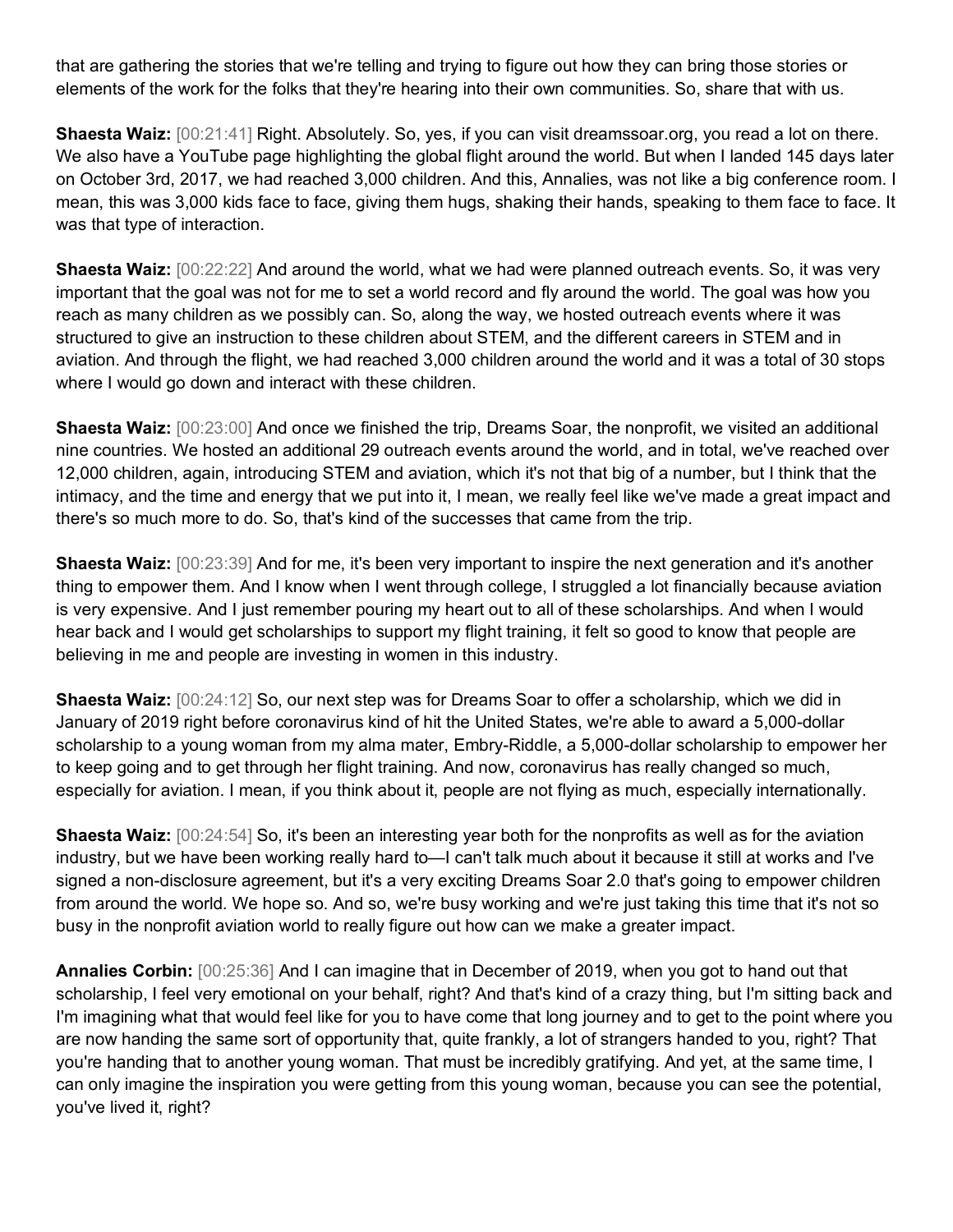that are gathering the stories that we're telling and trying to figure out how they can bring those stories or elements of the work for the folks that they're hearing into their own communities. So, share that with us.

**Shaesta Waiz:** [00:21:41] Right. Absolutely. So, yes, if you can visit dreamssoar.org, you read a lot on there. We also have a YouTube page highlighting the global flight around the world. But when I landed 145 days later on October 3rd, 2017, we had reached 3,000 children. And this, Annalies, was not like a big conference room. I mean, this was 3,000 kids face to face, giving them hugs, shaking their hands, speaking to them face to face. It was that type of interaction.

**Shaesta Waiz:** [00:22:22] And around the world, what we had were planned outreach events. So, it was very important that the goal was not for me to set a world record and fly around the world. The goal was how you reach as many children as we possibly can. So, along the way, we hosted outreach events where it was structured to give an instruction to these children about STEM, and the different careers in STEM and in aviation. And through the flight, we had reached 3,000 children around the world and it was a total of 30 stops where I would go down and interact with these children.

**Shaesta Waiz:** [00:23:00] And once we finished the trip, Dreams Soar, the nonprofit, we visited an additional nine countries. We hosted an additional 29 outreach events around the world, and in total, we've reached over 12,000 children, again, introducing STEM and aviation, which it's not that big of a number, but I think that the intimacy, and the time and energy that we put into it, I mean, we really feel like we've made a great impact and there's so much more to do. So, that's kind of the successes that came from the trip.

**Shaesta Waiz:** [00:23:39] And for me, it's been very important to inspire the next generation and it's another thing to empower them. And I know when I went through college, I struggled a lot financially because aviation is very expensive. And I just remember pouring my heart out to all of these scholarships. And when I would hear back and I would get scholarships to support my flight training, it felt so good to know that people are believing in me and people are investing in women in this industry.

**Shaesta Waiz:** [00:24:12] So, our next step was for Dreams Soar to offer a scholarship, which we did in January of 2019 right before coronavirus kind of hit the United States, we're able to award a 5,000-dollar scholarship to a young woman from my alma mater, Embry-Riddle, a 5,000-dollar scholarship to empower her to keep going and to get through her flight training. And now, coronavirus has really changed so much, especially for aviation. I mean, if you think about it, people are not flying as much, especially internationally.

**Shaesta Waiz:** [00:24:54] So, it's been an interesting year both for the nonprofits as well as for the aviation industry, but we have been working really hard to—I can't talk much about it because it still at works and I've signed a non-disclosure agreement, but it's a very exciting Dreams Soar 2.0 that's going to empower children from around the world. We hope so. And so, we're busy working and we're just taking this time that it's not so busy in the nonprofit aviation world to really figure out how can we make a greater impact.

**Annalies Corbin:** [00:25:36] And I can imagine that in December of 2019, when you got to hand out that scholarship, I feel very emotional on your behalf, right? And that's kind of a crazy thing, but I'm sitting back and I'm imagining what that would feel like for you to have come that long journey and to get to the point where you are now handing the same sort of opportunity that, quite frankly, a lot of strangers handed to you, right? That you're handing that to another young woman. That must be incredibly gratifying. And yet, at the same time, I can only imagine the inspiration you were getting from this young woman, because you can see the potential, you've lived it, right?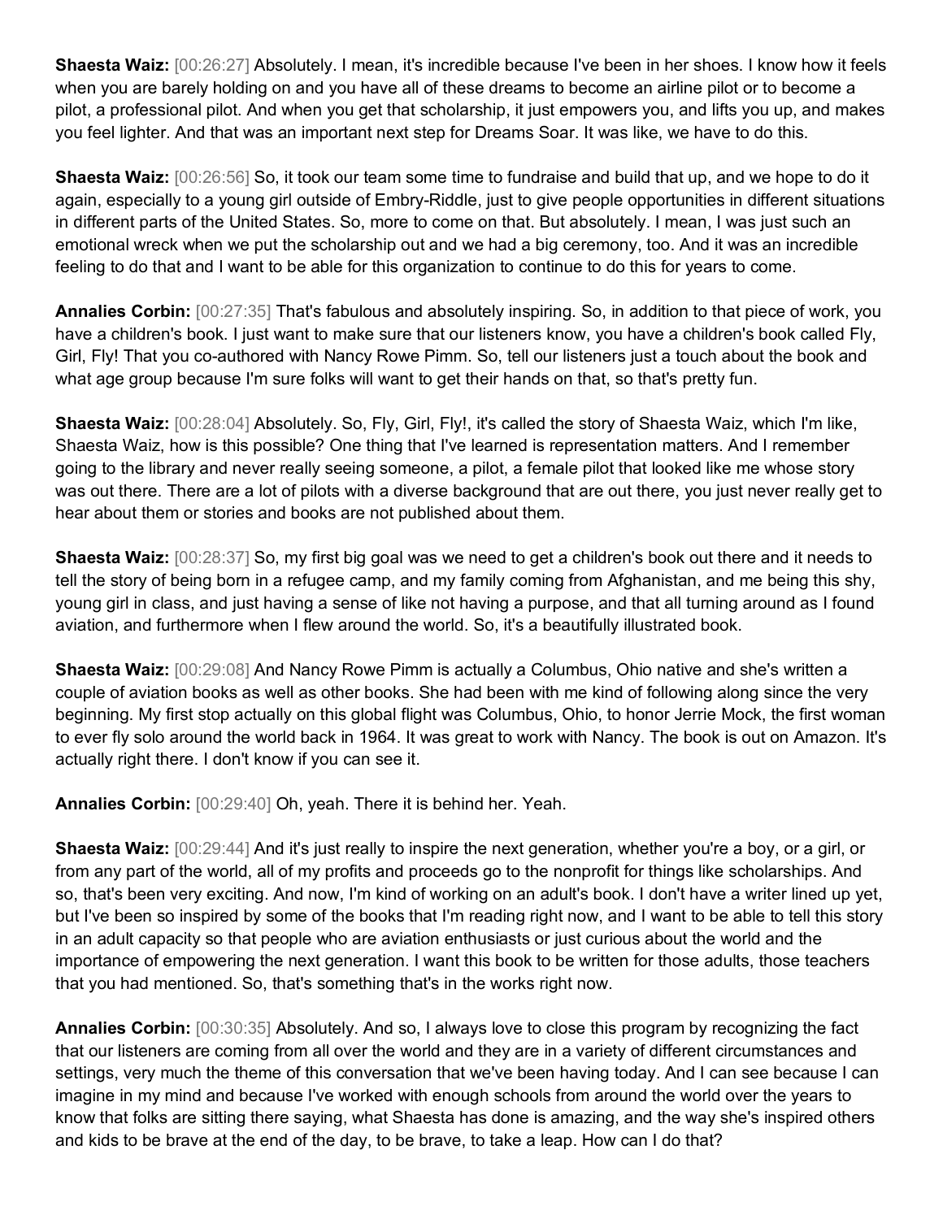**Shaesta Waiz:** [00:26:27] Absolutely. I mean, it's incredible because I've been in her shoes. I know how it feels when you are barely holding on and you have all of these dreams to become an airline pilot or to become a pilot, a professional pilot. And when you get that scholarship, it just empowers you, and lifts you up, and makes you feel lighter. And that was an important next step for Dreams Soar. It was like, we have to do this.

**Shaesta Waiz:** [00:26:56] So, it took our team some time to fundraise and build that up, and we hope to do it again, especially to a young girl outside of Embry-Riddle, just to give people opportunities in different situations in different parts of the United States. So, more to come on that. But absolutely. I mean, I was just such an emotional wreck when we put the scholarship out and we had a big ceremony, too. And it was an incredible feeling to do that and I want to be able for this organization to continue to do this for years to come.

**Annalies Corbin:** [00:27:35] That's fabulous and absolutely inspiring. So, in addition to that piece of work, you have a children's book. I just want to make sure that our listeners know, you have a children's book called Fly, Girl, Fly! That you co-authored with Nancy Rowe Pimm. So, tell our listeners just a touch about the book and what age group because I'm sure folks will want to get their hands on that, so that's pretty fun.

**Shaesta Waiz:** [00:28:04] Absolutely. So, Fly, Girl, Fly!, it's called the story of Shaesta Waiz, which I'm like, Shaesta Waiz, how is this possible? One thing that I've learned is representation matters. And I remember going to the library and never really seeing someone, a pilot, a female pilot that looked like me whose story was out there. There are a lot of pilots with a diverse background that are out there, you just never really get to hear about them or stories and books are not published about them.

**Shaesta Waiz:** [00:28:37] So, my first big goal was we need to get a children's book out there and it needs to tell the story of being born in a refugee camp, and my family coming from Afghanistan, and me being this shy, young girl in class, and just having a sense of like not having a purpose, and that all turning around as I found aviation, and furthermore when I flew around the world. So, it's a beautifully illustrated book.

**Shaesta Waiz:** [00:29:08] And Nancy Rowe Pimm is actually a Columbus, Ohio native and she's written a couple of aviation books as well as other books. She had been with me kind of following along since the very beginning. My first stop actually on this global flight was Columbus, Ohio, to honor Jerrie Mock, the first woman to ever fly solo around the world back in 1964. It was great to work with Nancy. The book is out on Amazon. It's actually right there. I don't know if you can see it.

**Annalies Corbin:** [00:29:40] Oh, yeah. There it is behind her. Yeah.

**Shaesta Waiz:** [00:29:44] And it's just really to inspire the next generation, whether you're a boy, or a girl, or from any part of the world, all of my profits and proceeds go to the nonprofit for things like scholarships. And so, that's been very exciting. And now, I'm kind of working on an adult's book. I don't have a writer lined up yet, but I've been so inspired by some of the books that I'm reading right now, and I want to be able to tell this story in an adult capacity so that people who are aviation enthusiasts or just curious about the world and the importance of empowering the next generation. I want this book to be written for those adults, those teachers that you had mentioned. So, that's something that's in the works right now.

**Annalies Corbin:** [00:30:35] Absolutely. And so, I always love to close this program by recognizing the fact that our listeners are coming from all over the world and they are in a variety of different circumstances and settings, very much the theme of this conversation that we've been having today. And I can see because I can imagine in my mind and because I've worked with enough schools from around the world over the years to know that folks are sitting there saying, what Shaesta has done is amazing, and the way she's inspired others and kids to be brave at the end of the day, to be brave, to take a leap. How can I do that?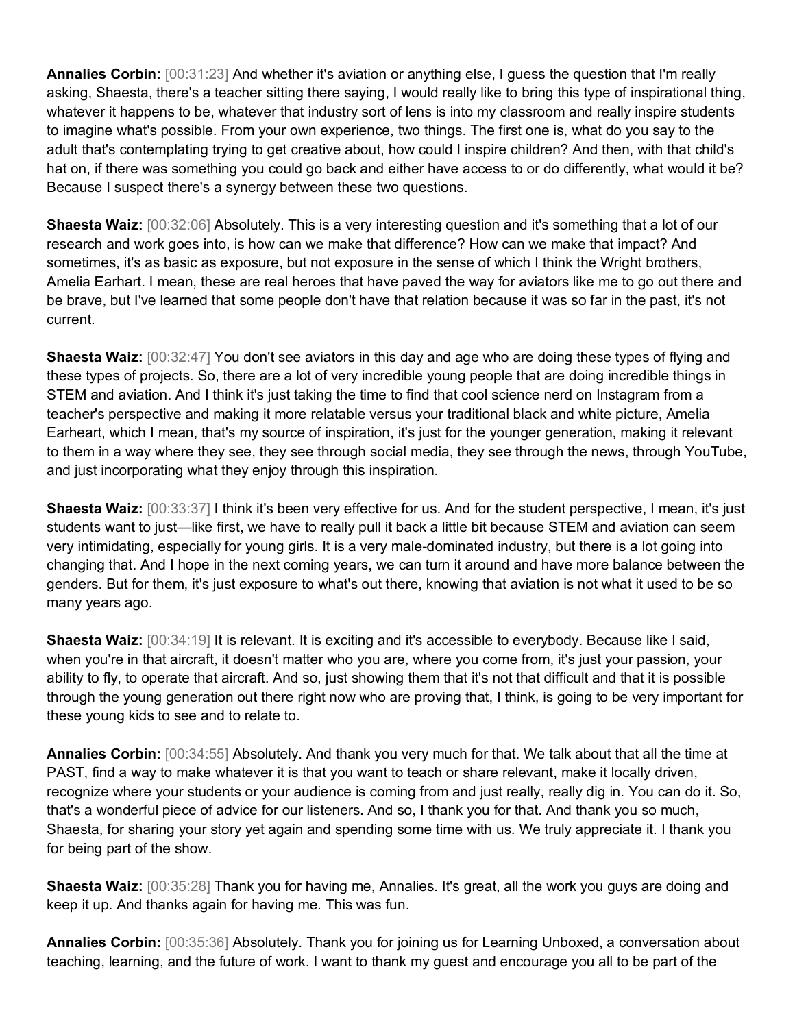**Annalies Corbin:** [00:31:23] And whether it's aviation or anything else, I guess the question that I'm really asking, Shaesta, there's a teacher sitting there saying, I would really like to bring this type of inspirational thing, whatever it happens to be, whatever that industry sort of lens is into my classroom and really inspire students to imagine what's possible. From your own experience, two things. The first one is, what do you say to the adult that's contemplating trying to get creative about, how could I inspire children? And then, with that child's hat on, if there was something you could go back and either have access to or do differently, what would it be? Because I suspect there's a synergy between these two questions.

**Shaesta Waiz:** [00:32:06] Absolutely. This is a very interesting question and it's something that a lot of our research and work goes into, is how can we make that difference? How can we make that impact? And sometimes, it's as basic as exposure, but not exposure in the sense of which I think the Wright brothers, Amelia Earhart. I mean, these are real heroes that have paved the way for aviators like me to go out there and be brave, but I've learned that some people don't have that relation because it was so far in the past, it's not current.

**Shaesta Waiz:** [00:32:47] You don't see aviators in this day and age who are doing these types of flying and these types of projects. So, there are a lot of very incredible young people that are doing incredible things in STEM and aviation. And I think it's just taking the time to find that cool science nerd on Instagram from a teacher's perspective and making it more relatable versus your traditional black and white picture, Amelia Earheart, which I mean, that's my source of inspiration, it's just for the younger generation, making it relevant to them in a way where they see, they see through social media, they see through the news, through YouTube, and just incorporating what they enjoy through this inspiration.

**Shaesta Waiz:** [00:33:37] I think it's been very effective for us. And for the student perspective, I mean, it's just students want to just—like first, we have to really pull it back a little bit because STEM and aviation can seem very intimidating, especially for young girls. It is a very male-dominated industry, but there is a lot going into changing that. And I hope in the next coming years, we can turn it around and have more balance between the genders. But for them, it's just exposure to what's out there, knowing that aviation is not what it used to be so many years ago.

**Shaesta Waiz:** [00:34:19] It is relevant. It is exciting and it's accessible to everybody. Because like I said, when you're in that aircraft, it doesn't matter who you are, where you come from, it's just your passion, your ability to fly, to operate that aircraft. And so, just showing them that it's not that difficult and that it is possible through the young generation out there right now who are proving that, I think, is going to be very important for these young kids to see and to relate to.

**Annalies Corbin:** [00:34:55] Absolutely. And thank you very much for that. We talk about that all the time at PAST, find a way to make whatever it is that you want to teach or share relevant, make it locally driven, recognize where your students or your audience is coming from and just really, really dig in. You can do it. So, that's a wonderful piece of advice for our listeners. And so, I thank you for that. And thank you so much, Shaesta, for sharing your story yet again and spending some time with us. We truly appreciate it. I thank you for being part of the show.

**Shaesta Waiz:** [00:35:28] Thank you for having me, Annalies. It's great, all the work you guys are doing and keep it up. And thanks again for having me. This was fun.

**Annalies Corbin:** [00:35:36] Absolutely. Thank you for joining us for Learning Unboxed, a conversation about teaching, learning, and the future of work. I want to thank my guest and encourage you all to be part of the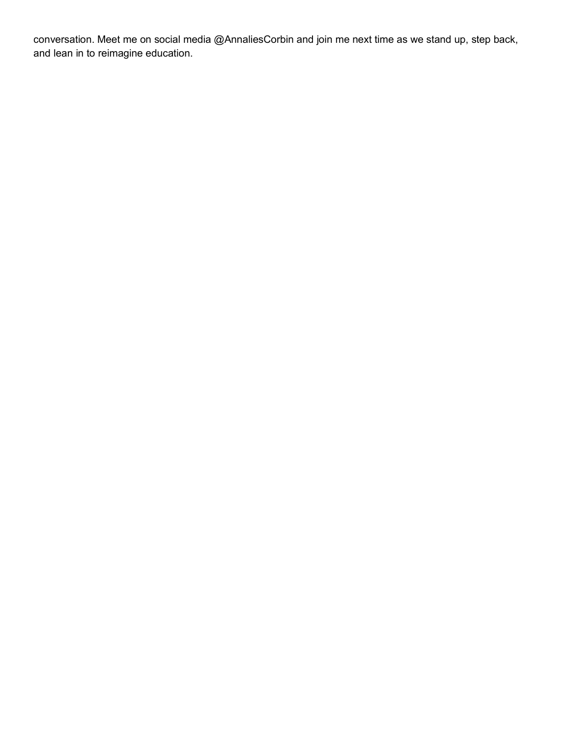conversation. Meet me on social media @AnnaliesCorbin and join me next time as we stand up, step back, and lean in to reimagine education.